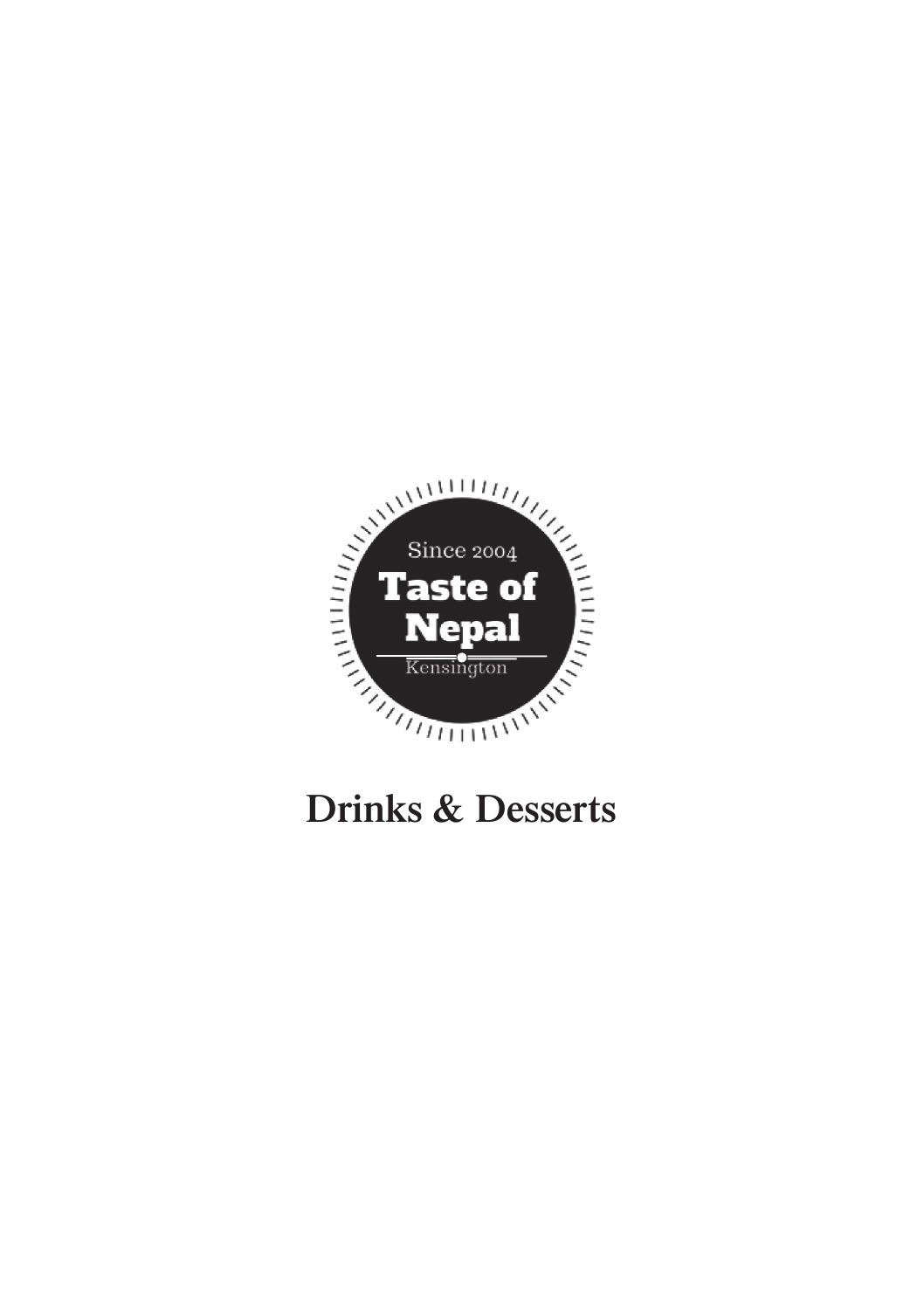Since 2004

# Taste of Nepal

Kensington

## Drinks & Desserts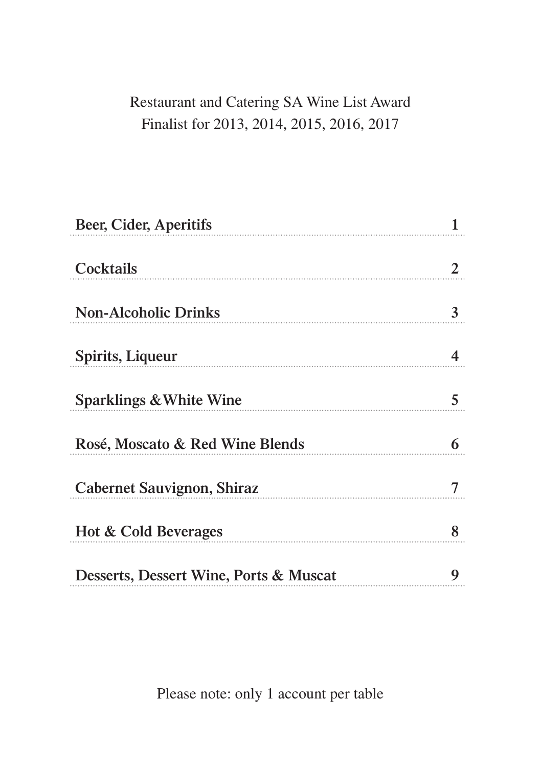Restaurant and Catering SA Wine List Award
Finalist for 2013, 2014, 2015, 2016, 2017

| Section | Page |
| --- | --- |
| **Beer, Cider, Aperitifs** | **1** |
| **Cocktails** | **2** |
| **Non-Alcoholic Drinks** | **3** |
| **Spirits, Liqueur** | **4** |
| **Sparklings & White Wine** | **5** |
| **Rosé, Moscato & Red Wine Blends** | **6** |
| **Cabernet Sauvignon, Shiraz** | **7** |
| **Hot & Cold Beverages** | **8** |
| **Desserts, Dessert Wine, Ports & Muscat** | **9** |

Please note: only 1 account per table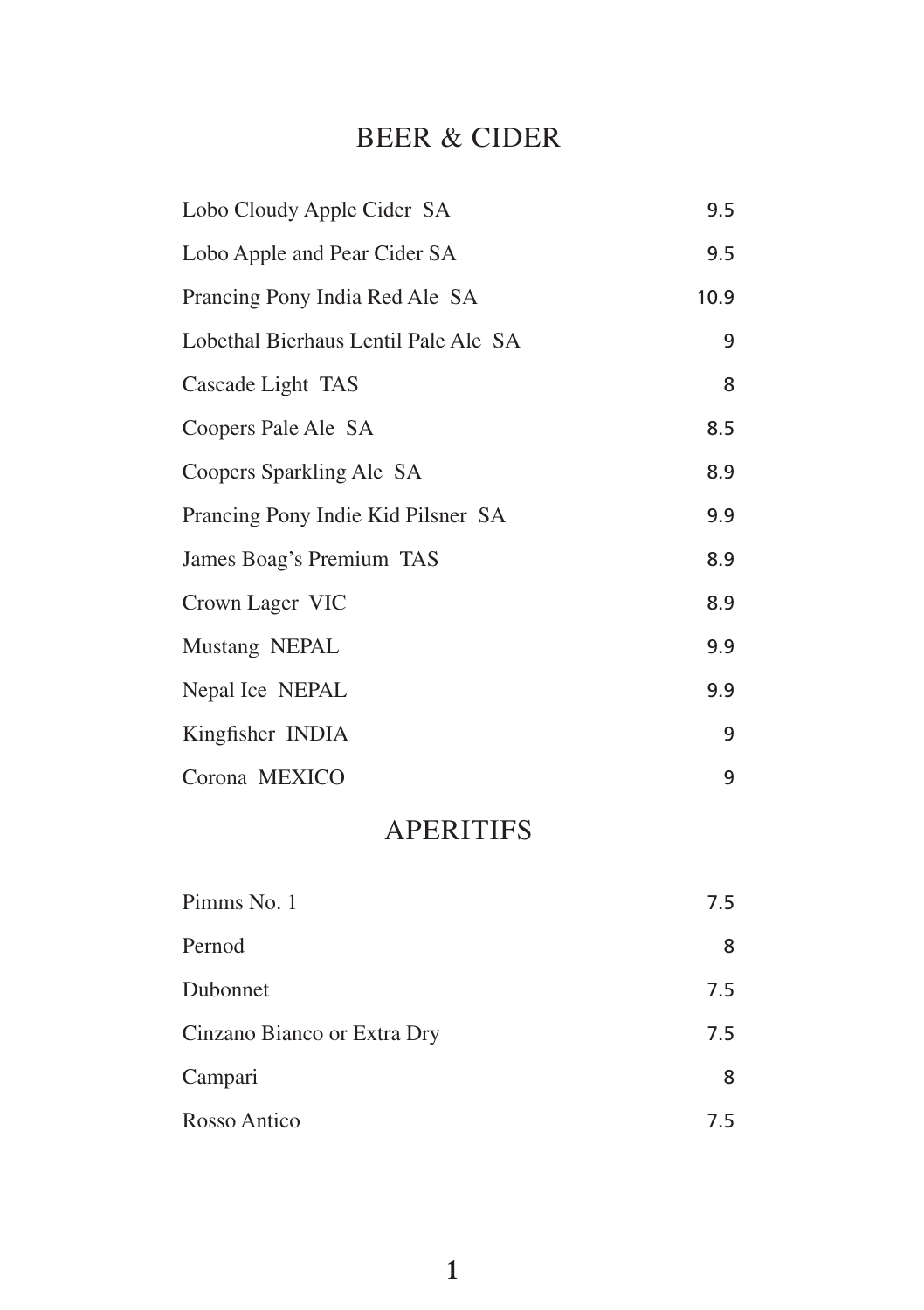## BEER & CIDER

| | |
|---|---|
| Lobo Cloudy Apple Cider SA | 9.5 |
| Lobo Apple and Pear Cider SA | 9.5 |
| Prancing Pony India Red Ale SA | 10.9 |
| Lobethal Bierhaus Lentil Pale Ale SA | 9 |
| Cascade Light TAS | 8 |
| Coopers Pale Ale SA | 8.5 |
| Coopers Sparkling Ale SA | 8.9 |
| Prancing Pony Indie Kid Pilsner SA | 9.9 |
| James Boag's Premium TAS | 8.9 |
| Crown Lager VIC | 8.9 |
| Mustang NEPAL | 9.9 |
| Nepal Ice NEPAL | 9.9 |
| Kingfisher INDIA | 9 |
| Corona MEXICO | 9 |

## APERITIFS

| | |
|---|---|
| Pimms No. 1 | 7.5 |
| Pernod | 8 |
| Dubonnet | 7.5 |
| Cinzano Bianco or Extra Dry | 7.5 |
| Campari | 8 |
| Rosso Antico | 7.5 |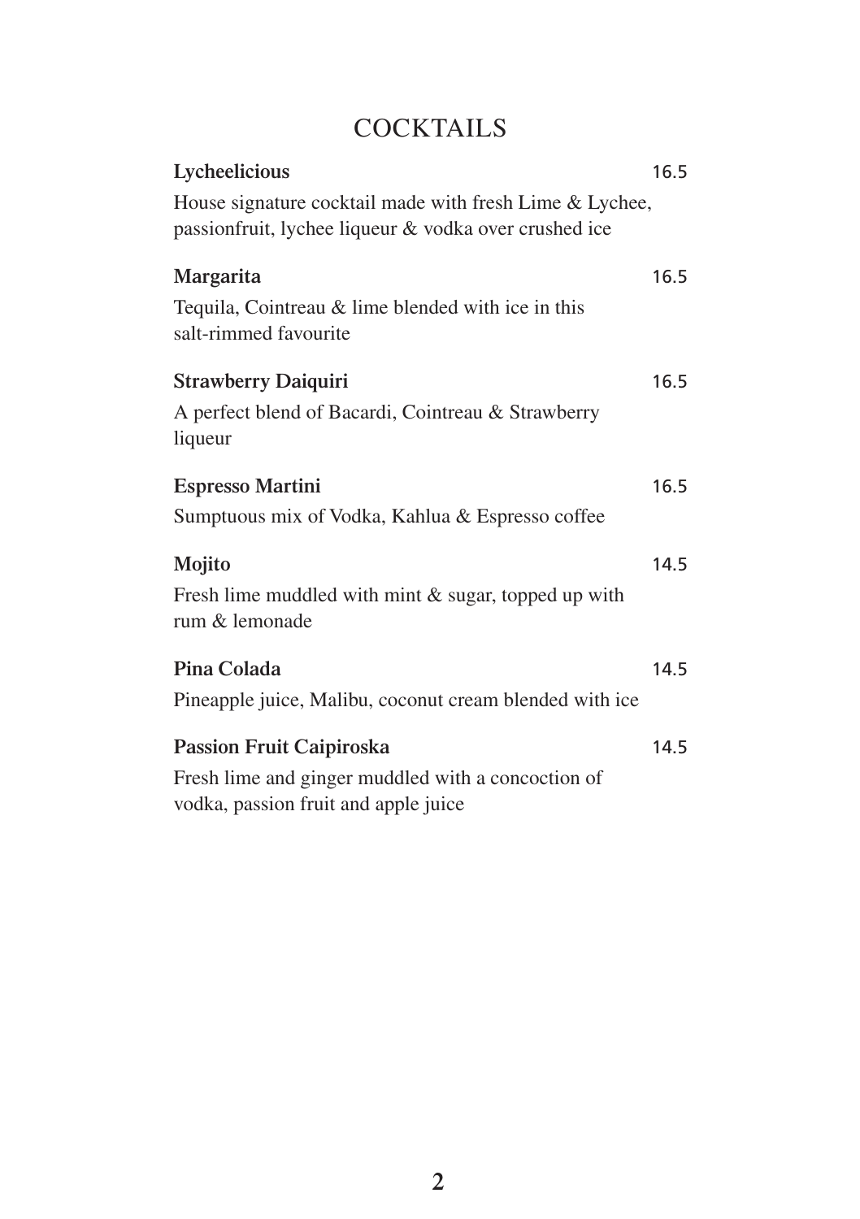# COCKTAILS

**Lycheelicious** 16.5

House signature cocktail made with fresh Lime & Lychee, passionfruit, lychee liqueur & vodka over crushed ice

**Margarita** 16.5

Tequila, Cointreau & lime blended with ice in this salt-rimmed favourite

**Strawberry Daiquiri** 16.5

A perfect blend of Bacardi, Cointreau & Strawberry liqueur

**Espresso Martini** 16.5

Sumptuous mix of Vodka, Kahlua & Espresso coffee

**Mojito** 14.5

Fresh lime muddled with mint & sugar, topped up with rum & lemonade

**Pina Colada** 14.5

Pineapple juice, Malibu, coconut cream blended with ice

**Passion Fruit Caipiroska** 14.5

Fresh lime and ginger muddled with a concoction of vodka, passion fruit and apple juice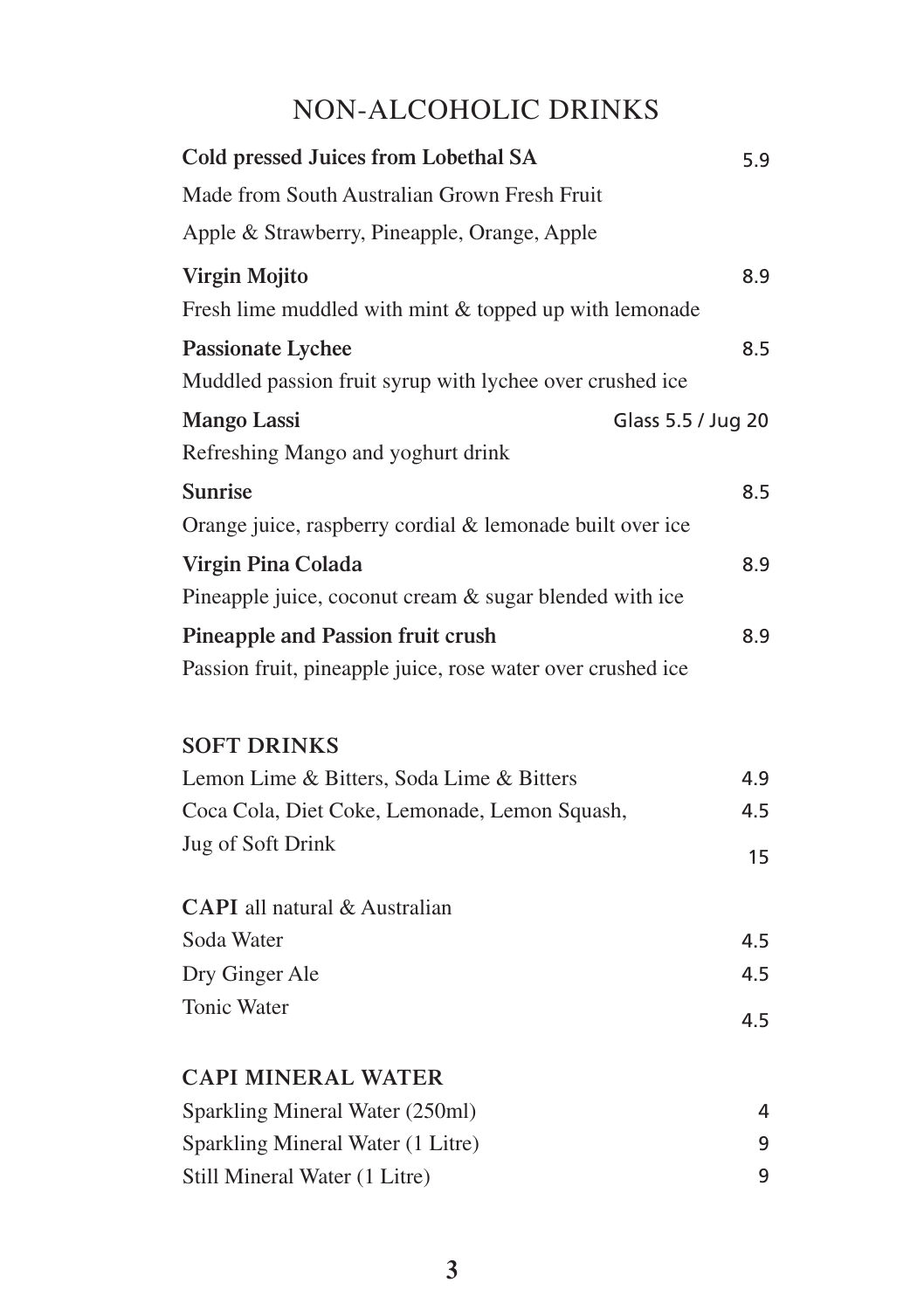# NON-ALCOHOLIC DRINKS

**Cold pressed Juices from Lobethal SA** 5.9

Made from South Australian Grown Fresh Fruit

Apple & Strawberry, Pineapple, Orange, Apple

**Virgin Mojito** 8.9

Fresh lime muddled with mint & topped up with lemonade

**Passionate Lychee** 8.5

Muddled passion fruit syrup with lychee over crushed ice

**Mango Lassi** Glass 5.5 / Jug 20

Refreshing Mango and yoghurt drink

**Sunrise** 8.5

Orange juice, raspberry cordial & lemonade built over ice

**Virgin Pina Colada** 8.9

Pineapple juice, coconut cream & sugar blended with ice

**Pineapple and Passion fruit crush** 8.9

Passion fruit, pineapple juice, rose water over crushed ice

## SOFT DRINKS

Lemon Lime & Bitters, Soda Lime & Bitters 4.9

Coca Cola, Diet Coke, Lemonade, Lemon Squash, 4.5

Jug of Soft Drink 15

**CAPI** all natural & Australian

Soda Water 4.5

Dry Ginger Ale 4.5

Tonic Water 4.5

## CAPI MINERAL WATER

Sparkling Mineral Water (250ml) 4

Sparkling Mineral Water (1 Litre) 9

Still Mineral Water (1 Litre) 9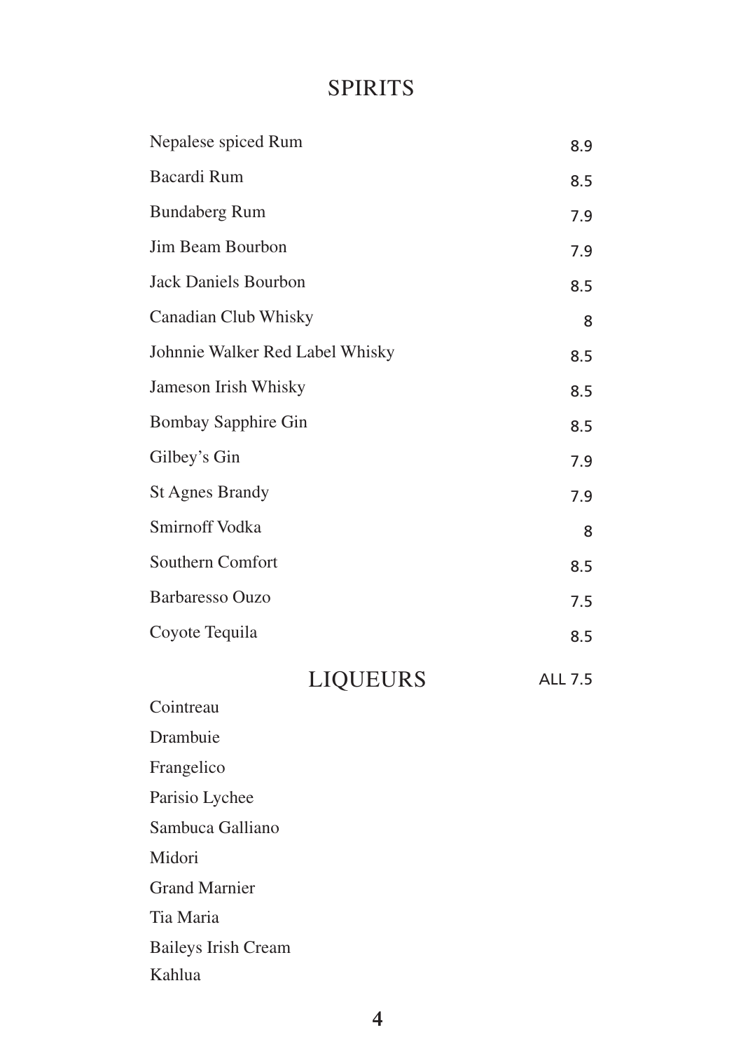# SPIRITS

| Spirit | Price |
|---|---|
| Nepalese spiced Rum | 8.9 |
| Bacardi Rum | 8.5 |
| Bundaberg Rum | 7.9 |
| Jim Beam Bourbon | 7.9 |
| Jack Daniels Bourbon | 8.5 |
| Canadian Club Whisky | 8 |
| Johnnie Walker Red Label Whisky | 8.5 |
| Jameson Irish Whisky | 8.5 |
| Bombay Sapphire Gin | 8.5 |
| Gilbey's Gin | 7.9 |
| St Agnes Brandy | 7.9 |
| Smirnoff Vodka | 8 |
| Southern Comfort | 8.5 |
| Barbaresso Ouzo | 7.5 |
| Coyote Tequila | 8.5 |

# LIQUEURS

ALL 7.5

- Cointreau
- Drambuie
- Frangelico
- Parisio Lychee
- Sambuca Galliano
- Midori
- Grand Marnier
- Tia Maria
- Baileys Irish Cream
- Kahlua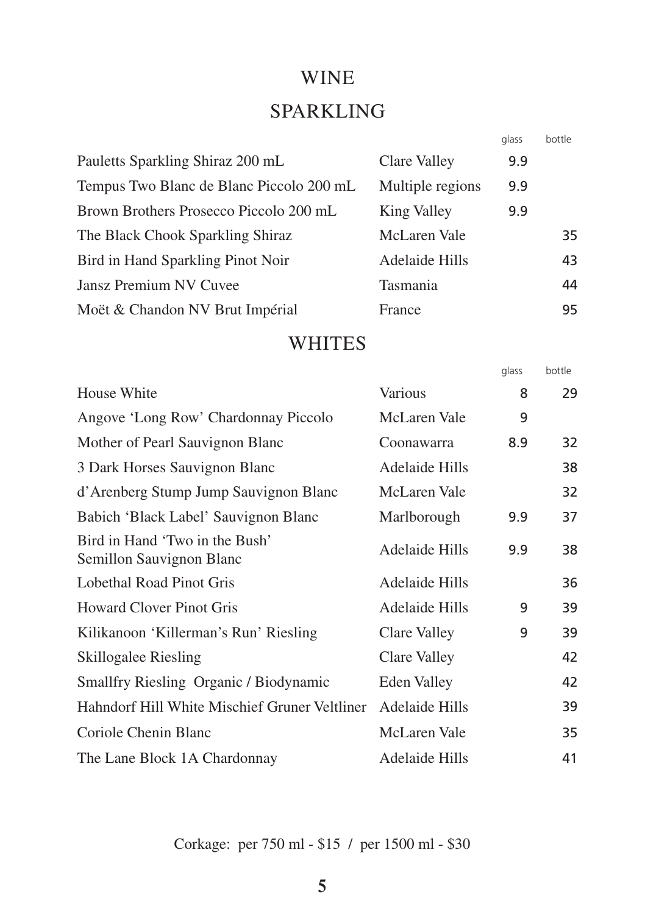# WINE

## SPARKLING

| | | glass | bottle |
|---|---|---|---|
| Pauletts Sparkling Shiraz 200 mL | Clare Valley | 9.9 | |
| Tempus Two Blanc de Blanc Piccolo 200 mL | Multiple regions | 9.9 | |
| Brown Brothers Prosecco Piccolo 200 mL | King Valley | 9.9 | |
| The Black Chook Sparkling Shiraz | McLaren Vale | | 35 |
| Bird in Hand Sparkling Pinot Noir | Adelaide Hills | | 43 |
| Jansz Premium NV Cuvee | Tasmania | | 44 |
| Moët & Chandon NV Brut Impérial | France | | 95 |

## WHITES

| | | glass | bottle |
|---|---|---|---|
| House White | Various | 8 | 29 |
| Angove 'Long Row' Chardonnay Piccolo | McLaren Vale | 9 | |
| Mother of Pearl Sauvignon Blanc | Coonawarra | 8.9 | 32 |
| 3 Dark Horses Sauvignon Blanc | Adelaide Hills | | 38 |
| d'Arenberg Stump Jump Sauvignon Blanc | McLaren Vale | | 32 |
| Babich 'Black Label' Sauvignon Blanc | Marlborough | 9.9 | 37 |
| Bird in Hand 'Two in the Bush' Semillon Sauvignon Blanc | Adelaide Hills | 9.9 | 38 |
| Lobethal Road Pinot Gris | Adelaide Hills | | 36 |
| Howard Clover Pinot Gris | Adelaide Hills | 9 | 39 |
| Kilikanoon 'Killerman's Run' Riesling | Clare Valley | 9 | 39 |
| Skillogalee Riesling | Clare Valley | | 42 |
| Smallfry Riesling Organic / Biodynamic | Eden Valley | | 42 |
| Hahndorf Hill White Mischief Gruner Veltliner | Adelaide Hills | | 39 |
| Coriole Chenin Blanc | McLaren Vale | | 35 |
| The Lane Block 1A Chardonnay | Adelaide Hills | | 41 |

Corkage: per 750 ml - $15 / per 1500 ml - $30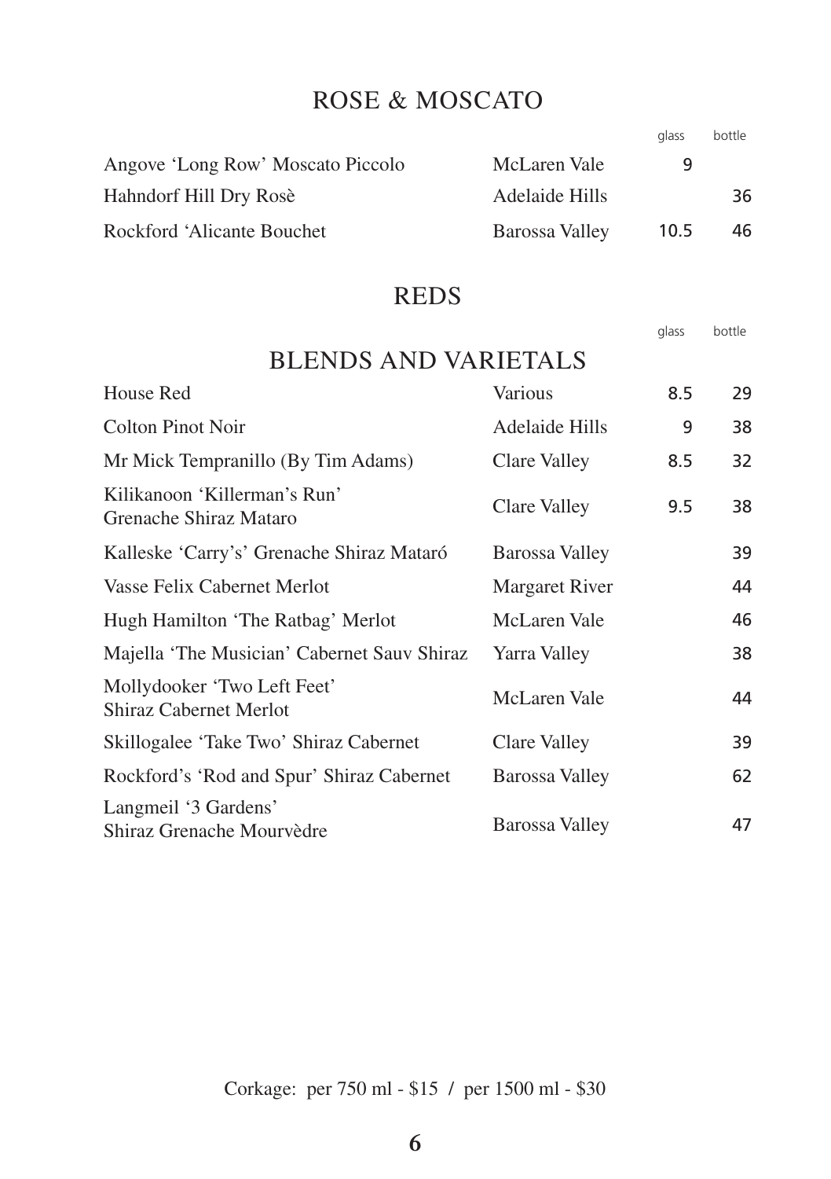## ROSE & MOSCATO

| | | glass | bottle |
|---|---|---|---|
| Angove 'Long Row' Moscato Piccolo | McLaren Vale | 9 | |
| Hahndorf Hill Dry Rosè | Adelaide Hills | | 36 |
| Rockford 'Alicante Bouchet | Barossa Valley | 10.5 | 46 |

## REDS

### BLENDS AND VARIETALS

| | | glass | bottle |
|---|---|---|---|
| House Red | Various | 8.5 | 29 |
| Colton Pinot Noir | Adelaide Hills | 9 | 38 |
| Mr Mick Tempranillo (By Tim Adams) | Clare Valley | 8.5 | 32 |
| Kilikanoon 'Killerman's Run' Grenache Shiraz Mataro | Clare Valley | 9.5 | 38 |
| Kalleske 'Carry's' Grenache Shiraz Mataró | Barossa Valley | | 39 |
| Vasse Felix Cabernet Merlot | Margaret River | | 44 |
| Hugh Hamilton 'The Ratbag' Merlot | McLaren Vale | | 46 |
| Majella 'The Musician' Cabernet Sauv Shiraz | Yarra Valley | | 38 |
| Mollydooker 'Two Left Feet' Shiraz Cabernet Merlot | McLaren Vale | | 44 |
| Skillogalee 'Take Two' Shiraz Cabernet | Clare Valley | | 39 |
| Rockford's 'Rod and Spur' Shiraz Cabernet | Barossa Valley | | 62 |
| Langmeil '3 Gardens' Shiraz Grenache Mourvèdre | Barossa Valley | | 47 |

Corkage: per 750 ml - $15 / per 1500 ml - $30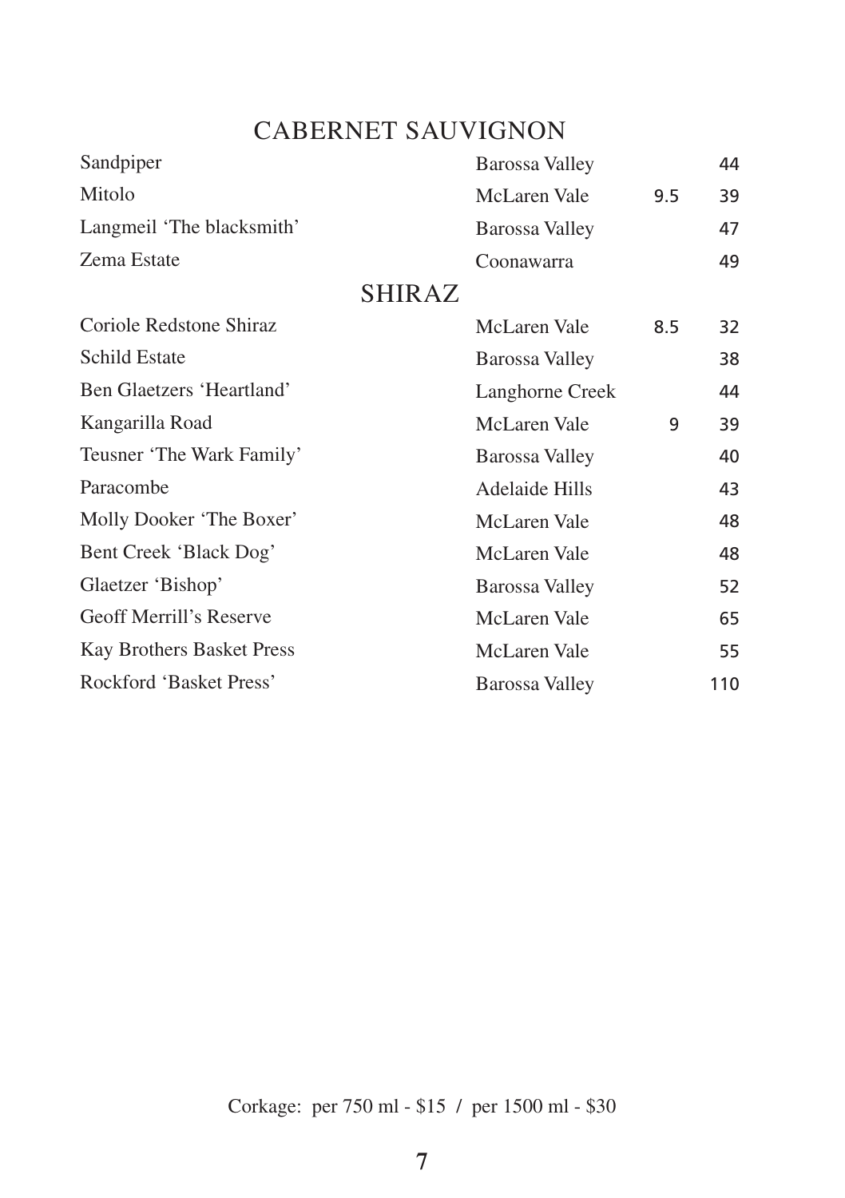## CABERNET SAUVIGNON

| | | | |
|---|---|---|---|
| Sandpiper | Barossa Valley | | 44 |
| Mitolo | McLaren Vale | 9.5 | 39 |
| Langmeil 'The blacksmith' | Barossa Valley | | 47 |
| Zema Estate | Coonawarra | | 49 |

## SHIRAZ

| | | | |
|---|---|---|---|
| Coriole Redstone Shiraz | McLaren Vale | 8.5 | 32 |
| Schild Estate | Barossa Valley | | 38 |
| Ben Glaetzers 'Heartland' | Langhorne Creek | | 44 |
| Kangarilla Road | McLaren Vale | 9 | 39 |
| Teusner 'The Wark Family' | Barossa Valley | | 40 |
| Paracombe | Adelaide Hills | | 43 |
| Molly Dooker 'The Boxer' | McLaren Vale | | 48 |
| Bent Creek 'Black Dog' | McLaren Vale | | 48 |
| Glaetzer 'Bishop' | Barossa Valley | | 52 |
| Geoff Merrill's Reserve | McLaren Vale | | 65 |
| Kay Brothers Basket Press | McLaren Vale | | 55 |
| Rockford 'Basket Press' | Barossa Valley | | 110 |

Corkage: per 750 ml - $15 / per 1500 ml - $30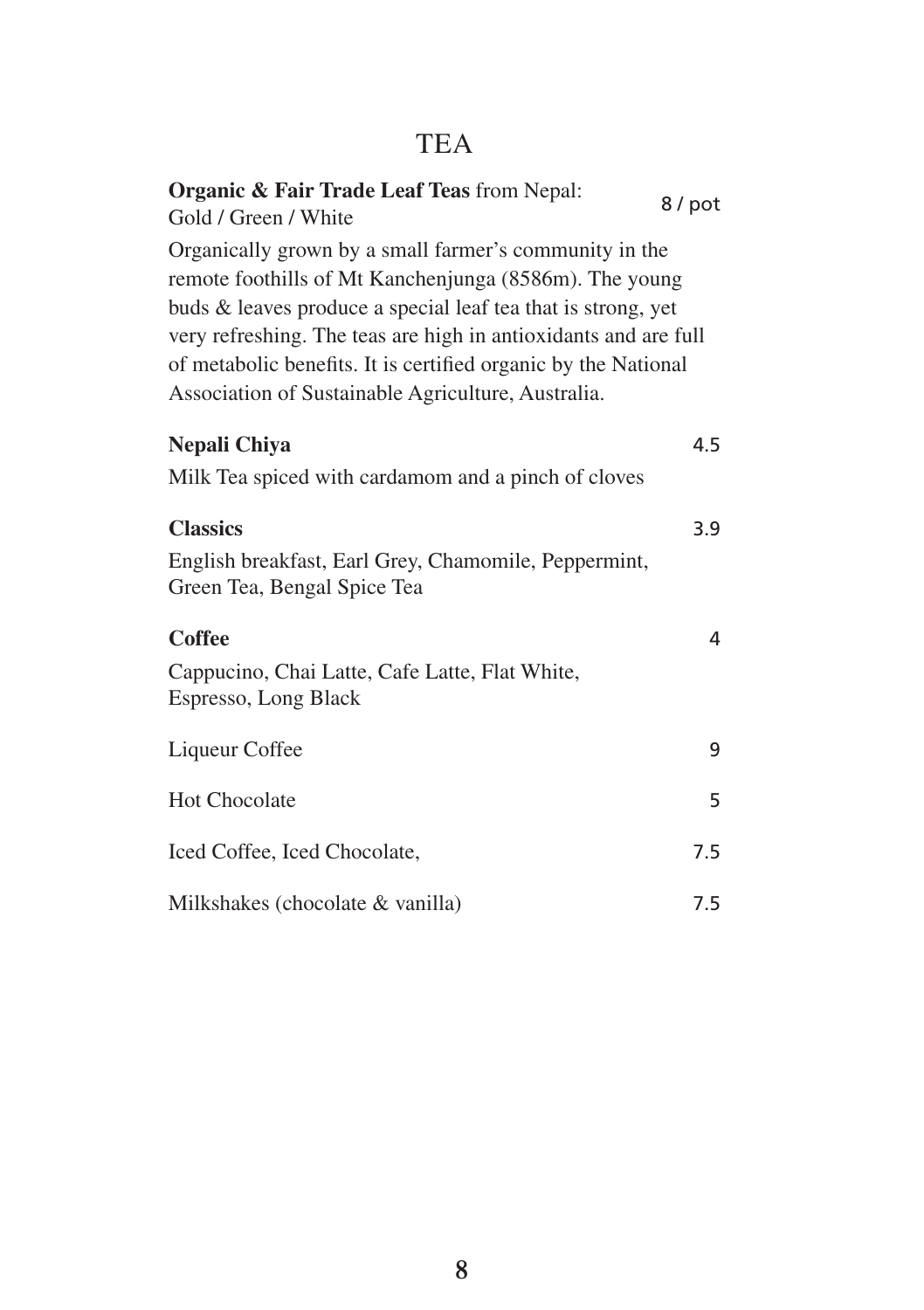# TEA

**Organic & Fair Trade Leaf Teas** from Nepal: Gold / Green / White — 8 / pot

Organically grown by a small farmer's community in the remote foothills of Mt Kanchenjunga (8586m). The young buds & leaves produce a special leaf tea that is strong, yet very refreshing. The teas are high in antioxidants and are full of metabolic benefits. It is certified organic by the National Association of Sustainable Agriculture, Australia.

**Nepali Chiya** — 4.5

Milk Tea spiced with cardamom and a pinch of cloves

**Classics** — 3.9

English breakfast, Earl Grey, Chamomile, Peppermint, Green Tea, Bengal Spice Tea

**Coffee** — 4

Cappucino, Chai Latte, Cafe Latte, Flat White, Espresso, Long Black

Liqueur Coffee — 9

Hot Chocolate — 5

Iced Coffee, Iced Chocolate, — 7.5

Milkshakes (chocolate & vanilla) — 7.5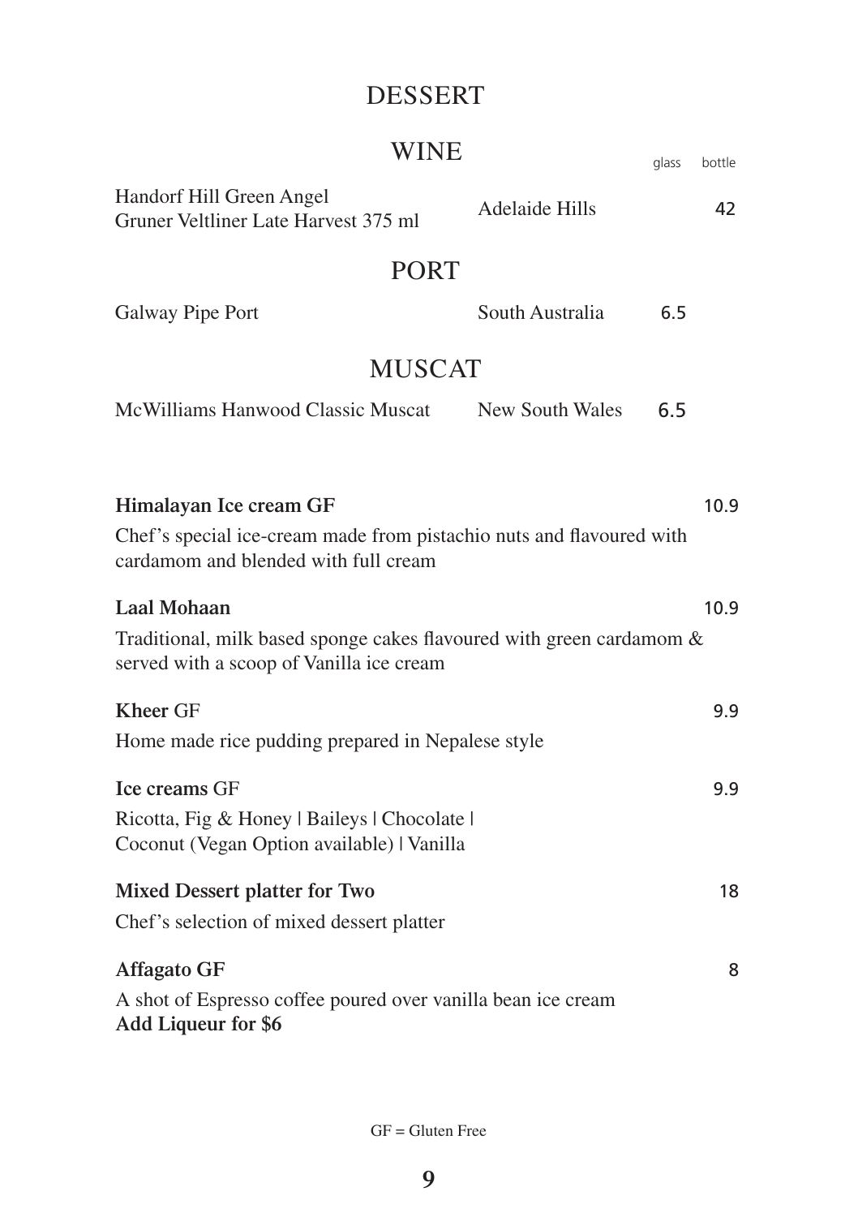# DESSERT

## WINE

| | | glass | bottle |
|---|---|---|---|
| Handorf Hill Green Angel Gruner Veltliner Late Harvest 375 ml | Adelaide Hills | | 42 |

## PORT

| | | glass | bottle |
|---|---|---|---|
| Galway Pipe Port | South Australia | 6.5 | |

## MUSCAT

| | | glass | bottle |
|---|---|---|---|
| McWilliams Hanwood Classic Muscat | New South Wales | 6.5 | |

**Himalayan Ice cream GF** — 10.9

Chef's special ice-cream made from pistachio nuts and flavoured with cardamom and blended with full cream

**Laal Mohaan** — 10.9

Traditional, milk based sponge cakes flavoured with green cardamom & served with a scoop of Vanilla ice cream

**Kheer** GF — 9.9

Home made rice pudding prepared in Nepalese style

**Ice creams** GF — 9.9

Ricotta, Fig & Honey | Baileys | Chocolate | Coconut (Vegan Option available) | Vanilla

**Mixed Dessert platter for Two** — 18

Chef's selection of mixed dessert platter

**Affagato GF** — 8

A shot of Espresso coffee poured over vanilla bean ice cream
**Add Liqueur for $6**

GF = Gluten Free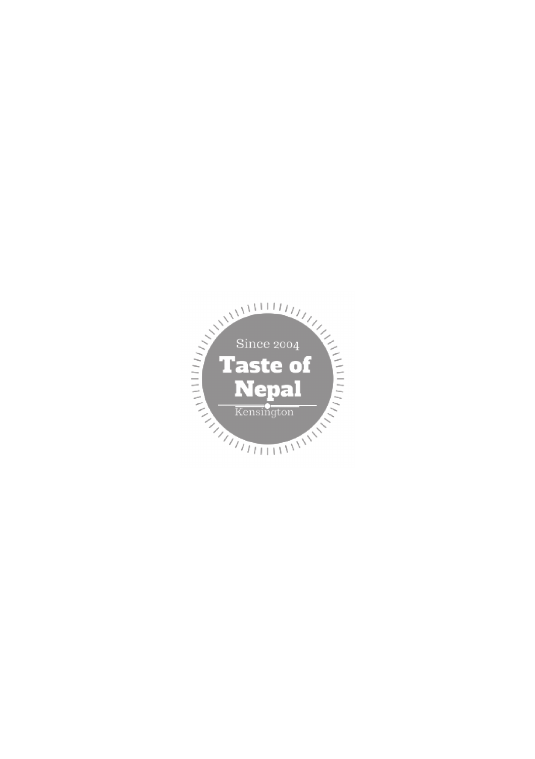Since 2004

Taste of Nepal

Kensington